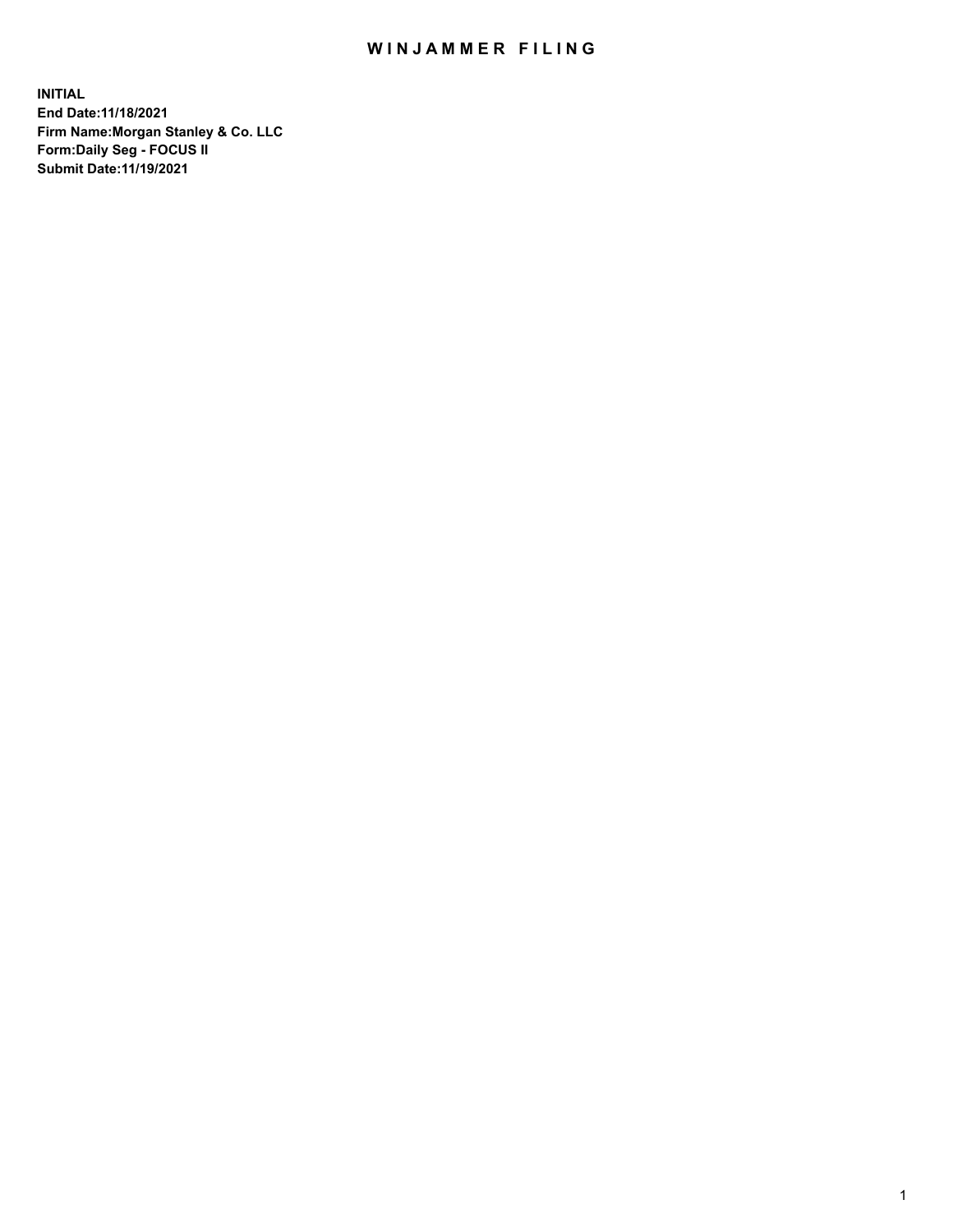# WINJAMMER FILING

**INITIAL**
**End Date:11/18/2021**
**Firm Name:Morgan Stanley & Co. LLC**
**Form:Daily Seg - FOCUS II**
**Submit Date:11/19/2021**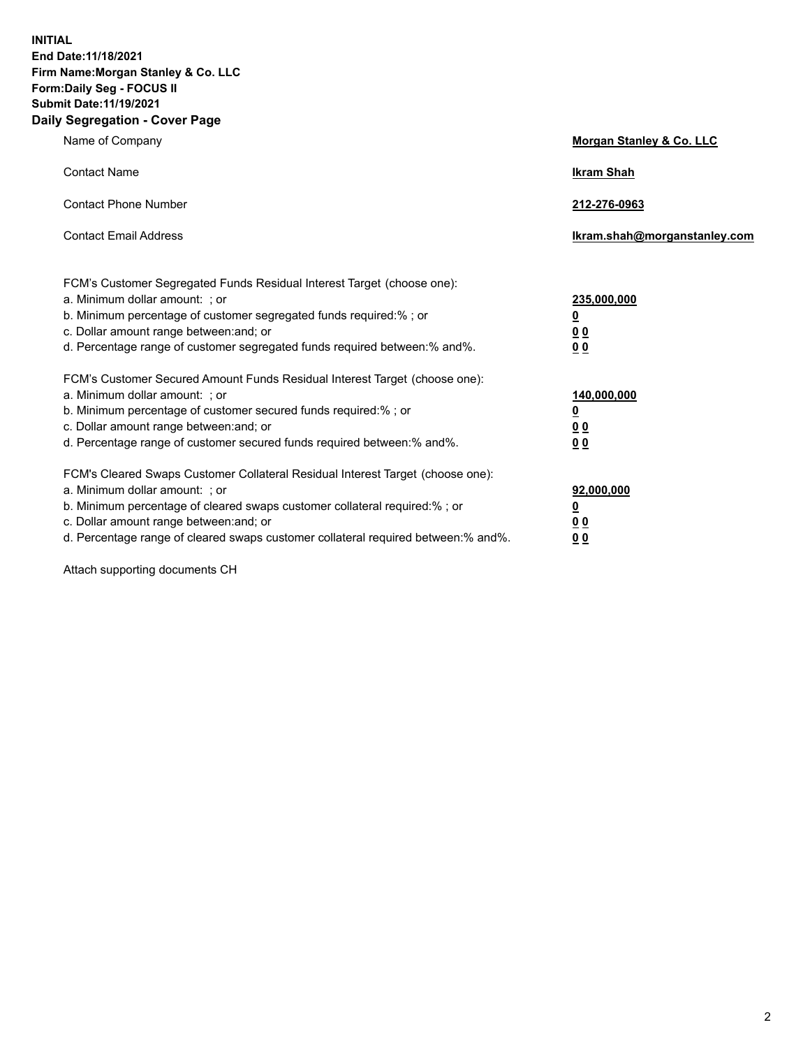**INITIAL**
**End Date:11/18/2021**
**Firm Name:Morgan Stanley & Co. LLC**
**Form:Daily Seg - FOCUS II**
**Submit Date:11/19/2021**

## Daily Segregation - Cover Page

| | |
|---|---|
| Name of Company | **Morgan Stanley & Co. LLC** |
| Contact Name | **Ikram Shah** |
| Contact Phone Number | **212-276-0963** |
| Contact Email Address | **Ikram.shah@morganstanley.com** |

| | |
|---|---|
| FCM's Customer Segregated Funds Residual Interest Target (choose one): | |
| a. Minimum dollar amount: ; or | **235,000,000** |
| b. Minimum percentage of customer segregated funds required:% ; or | **0** |
| c. Dollar amount range between:and; or | **0 0** |
| d. Percentage range of customer segregated funds required between:% and%. | **0 0** |
| FCM's Customer Secured Amount Funds Residual Interest Target (choose one): | |
| a. Minimum dollar amount: ; or | **140,000,000** |
| b. Minimum percentage of customer secured funds required:% ; or | **0** |
| c. Dollar amount range between:and; or | **0 0** |
| d. Percentage range of customer secured funds required between:% and%. | **0 0** |
| FCM's Cleared Swaps Customer Collateral Residual Interest Target (choose one): | |
| a. Minimum dollar amount: ; or | **92,000,000** |
| b. Minimum percentage of cleared swaps customer collateral required:% ; or | **0** |
| c. Dollar amount range between:and; or | **0 0** |
| d. Percentage range of cleared swaps customer collateral required between:% and%. | **0 0** |

Attach supporting documents CH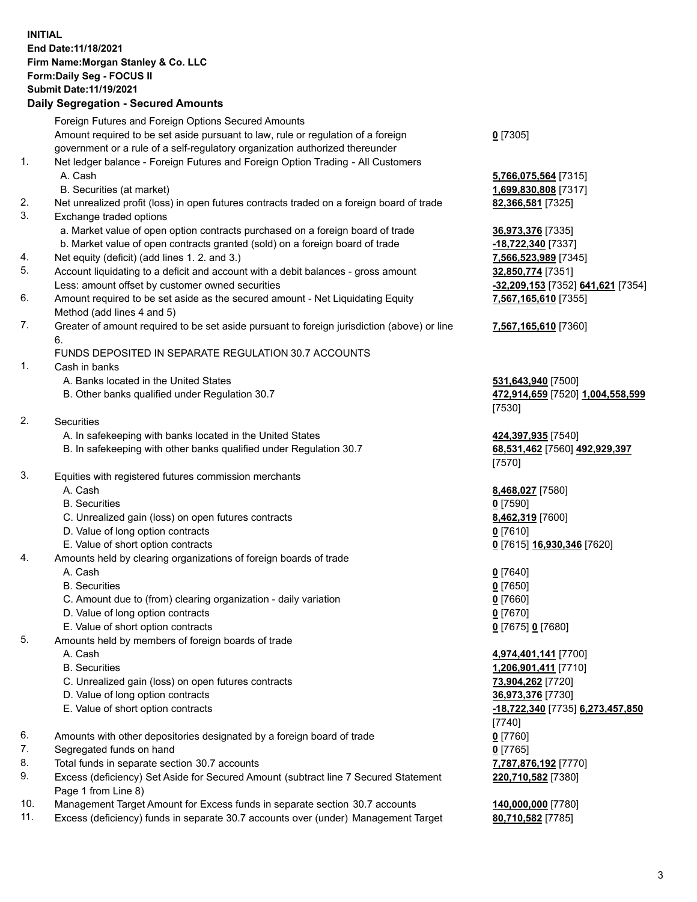**INITIAL**
**End Date:11/18/2021**
**Firm Name:Morgan Stanley & Co. LLC**
**Form:Daily Seg - FOCUS II**
**Submit Date:11/19/2021**

## Daily Segregation - Secured Amounts

| | | |
|---|---|---|
| | Foreign Futures and Foreign Options Secured Amounts | |
| | Amount required to be set aside pursuant to law, rule or regulation of a foreign government or a rule of a self-regulatory organization authorized thereunder | **0** [7305] |
| 1. | Net ledger balance - Foreign Futures and Foreign Option Trading - All Customers | |
| | A. Cash | **5,766,075,564** [7315] |
| | B. Securities (at market) | **1,699,830,808** [7317] |
| 2. | Net unrealized profit (loss) in open futures contracts traded on a foreign board of trade | **82,366,581** [7325] |
| 3. | Exchange traded options | |
| | a. Market value of open option contracts purchased on a foreign board of trade | **36,973,376** [7335] |
| | b. Market value of open contracts granted (sold) on a foreign board of trade | **-18,722,340** [7337] |
| 4. | Net equity (deficit) (add lines 1. 2. and 3.) | **7,566,523,989** [7345] |
| 5. | Account liquidating to a deficit and account with a debit balances - gross amount | **32,850,774** [7351] |
| | Less: amount offset by customer owned securities | **-32,209,153** [7352] **641,621** [7354] |
| 6. | Amount required to be set aside as the secured amount - Net Liquidating Equity Method (add lines 4 and 5) | **7,567,165,610** [7355] |
| 7. | Greater of amount required to be set aside pursuant to foreign jurisdiction (above) or line 6. | **7,567,165,610** [7360] |
| | FUNDS DEPOSITED IN SEPARATE REGULATION 30.7 ACCOUNTS | |
| 1. | Cash in banks | |
| | A. Banks located in the United States | **531,643,940** [7500] |
| | B. Other banks qualified under Regulation 30.7 | **472,914,659** [7520] **1,004,558,599** [7530] |
| 2. | Securities | |
| | A. In safekeeping with banks located in the United States | **424,397,935** [7540] |
| | B. In safekeeping with other banks qualified under Regulation 30.7 | **68,531,462** [7560] **492,929,397** [7570] |
| 3. | Equities with registered futures commission merchants | |
| | A. Cash | **8,468,027** [7580] |
| | B. Securities | **0** [7590] |
| | C. Unrealized gain (loss) on open futures contracts | **8,462,319** [7600] |
| | D. Value of long option contracts | **0** [7610] |
| | E. Value of short option contracts | **0** [7615] **16,930,346** [7620] |
| 4. | Amounts held by clearing organizations of foreign boards of trade | |
| | A. Cash | **0** [7640] |
| | B. Securities | **0** [7650] |
| | C. Amount due to (from) clearing organization - daily variation | **0** [7660] |
| | D. Value of long option contracts | **0** [7670] |
| | E. Value of short option contracts | **0** [7675] **0** [7680] |
| 5. | Amounts held by members of foreign boards of trade | |
| | A. Cash | **4,974,401,141** [7700] |
| | B. Securities | **1,206,901,411** [7710] |
| | C. Unrealized gain (loss) on open futures contracts | **73,904,262** [7720] |
| | D. Value of long option contracts | **36,973,376** [7730] |
| | E. Value of short option contracts | **-18,722,340** [7735] **6,273,457,850** [7740] |
| 6. | Amounts with other depositories designated by a foreign board of trade | **0** [7760] |
| 7. | Segregated funds on hand | **0** [7765] |
| 8. | Total funds in separate section 30.7 accounts | **7,787,876,192** [7770] |
| 9. | Excess (deficiency) Set Aside for Secured Amount (subtract line 7 Secured Statement Page 1 from Line 8) | **220,710,582** [7380] |
| 10. | Management Target Amount for Excess funds in separate section 30.7 accounts | **140,000,000** [7780] |
| 11. | Excess (deficiency) funds in separate 30.7 accounts over (under) Management Target | **80,710,582** [7785] |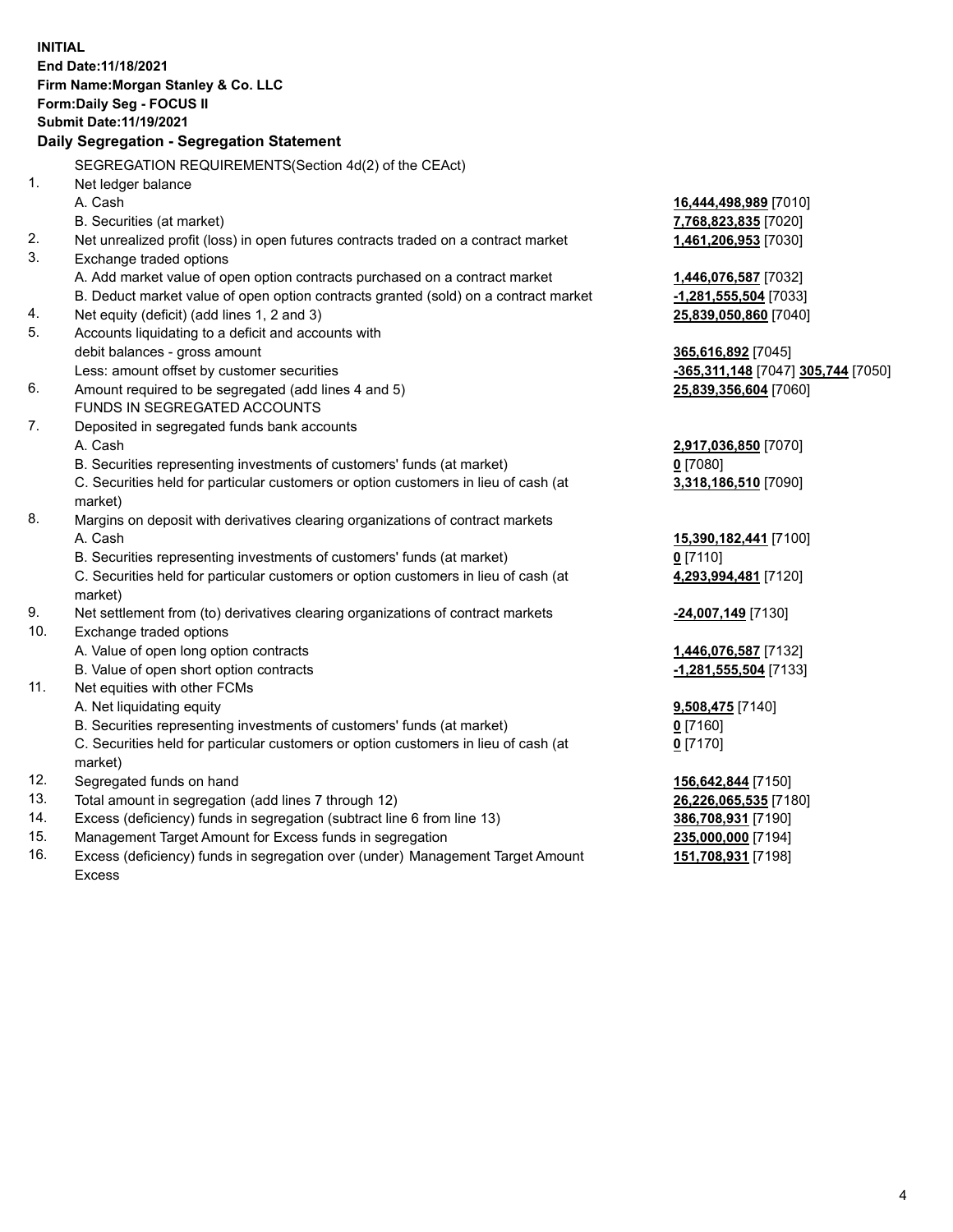**INITIAL**
**End Date:11/18/2021**
**Firm Name:Morgan Stanley & Co. LLC**
**Form:Daily Seg - FOCUS II**
**Submit Date:11/19/2021**

## Daily Segregation - Segregation Statement

SEGREGATION REQUIREMENTS(Section 4d(2) of the CEAct)

| | | |
|---|---|---|
| 1. | Net ledger balance | |
| | A. Cash | 16,444,498,989 [7010] |
| | B. Securities (at market) | 7,768,823,835 [7020] |
| 2. | Net unrealized profit (loss) in open futures contracts traded on a contract market | 1,461,206,953 [7030] |
| 3. | Exchange traded options | |
| | A. Add market value of open option contracts purchased on a contract market | 1,446,076,587 [7032] |
| | B. Deduct market value of open option contracts granted (sold) on a contract market | -1,281,555,504 [7033] |
| 4. | Net equity (deficit) (add lines 1, 2 and 3) | 25,839,050,860 [7040] |
| 5. | Accounts liquidating to a deficit and accounts with debit balances - gross amount | 365,616,892 [7045] |
| | Less: amount offset by customer securities | -365,311,148 [7047] 305,744 [7050] |
| 6. | Amount required to be segregated (add lines 4 and 5) | 25,839,356,604 [7060] |
| | FUNDS IN SEGREGATED ACCOUNTS | |
| 7. | Deposited in segregated funds bank accounts | |
| | A. Cash | 2,917,036,850 [7070] |
| | B. Securities representing investments of customers' funds (at market) | 0 [7080] |
| | C. Securities held for particular customers or option customers in lieu of cash (at market) | 3,318,186,510 [7090] |
| 8. | Margins on deposit with derivatives clearing organizations of contract markets | |
| | A. Cash | 15,390,182,441 [7100] |
| | B. Securities representing investments of customers' funds (at market) | 0 [7110] |
| | C. Securities held for particular customers or option customers in lieu of cash (at market) | 4,293,994,481 [7120] |
| 9. | Net settlement from (to) derivatives clearing organizations of contract markets | -24,007,149 [7130] |
| 10. | Exchange traded options | |
| | A. Value of open long option contracts | 1,446,076,587 [7132] |
| | B. Value of open short option contracts | -1,281,555,504 [7133] |
| 11. | Net equities with other FCMs | |
| | A. Net liquidating equity | 9,508,475 [7140] |
| | B. Securities representing investments of customers' funds (at market) | 0 [7160] |
| | C. Securities held for particular customers or option customers in lieu of cash (at market) | 0 [7170] |
| 12. | Segregated funds on hand | 156,642,844 [7150] |
| 13. | Total amount in segregation (add lines 7 through 12) | 26,226,065,535 [7180] |
| 14. | Excess (deficiency) funds in segregation (subtract line 6 from line 13) | 386,708,931 [7190] |
| 15. | Management Target Amount for Excess funds in segregation | 235,000,000 [7194] |
| 16. | Excess (deficiency) funds in segregation over (under) Management Target Amount Excess | 151,708,931 [7198] |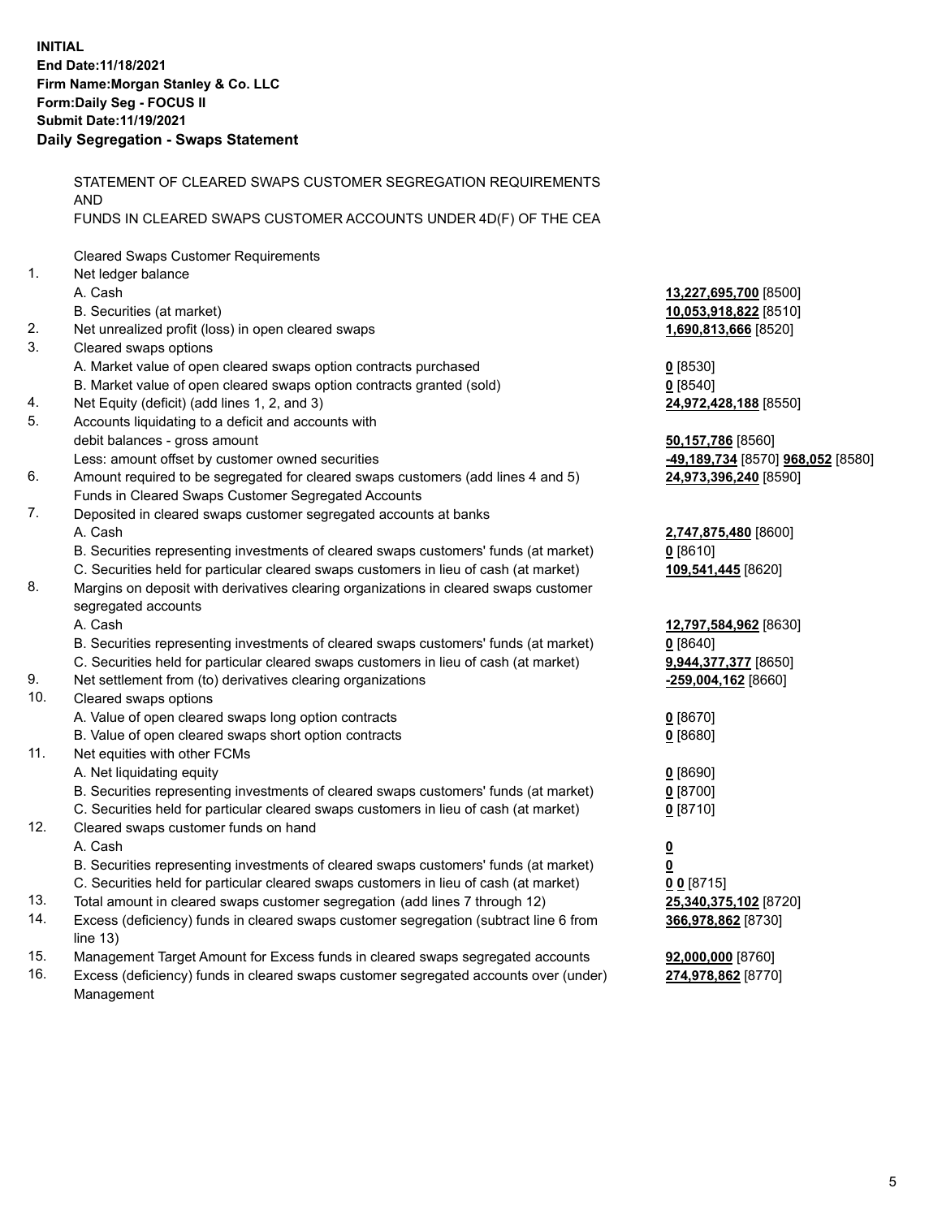**INITIAL**
**End Date:11/18/2021**
**Firm Name:Morgan Stanley & Co. LLC**
**Form:Daily Seg - FOCUS II**
**Submit Date:11/19/2021**
**Daily Segregation - Swaps Statement**

STATEMENT OF CLEARED SWAPS CUSTOMER SEGREGATION REQUIREMENTS AND FUNDS IN CLEARED SWAPS CUSTOMER ACCOUNTS UNDER 4D(F) OF THE CEA

| | | |
|---|---|---|
| | Cleared Swaps Customer Requirements | |
| 1. | Net ledger balance | |
| | A. Cash | **13,227,695,700** [8500] |
| | B. Securities (at market) | **10,053,918,822** [8510] |
| 2. | Net unrealized profit (loss) in open cleared swaps | **1,690,813,666** [8520] |
| 3. | Cleared swaps options | |
| | A. Market value of open cleared swaps option contracts purchased | **0** [8530] |
| | B. Market value of open cleared swaps option contracts granted (sold) | **0** [8540] |
| 4. | Net Equity (deficit) (add lines 1, 2, and 3) | **24,972,428,188** [8550] |
| 5. | Accounts liquidating to a deficit and accounts with debit balances - gross amount | **50,157,786** [8560] |
| | Less: amount offset by customer owned securities | **-49,189,734** [8570] **968,052** [8580] |
| 6. | Amount required to be segregated for cleared swaps customers (add lines 4 and 5) | **24,973,396,240** [8590] |
| | Funds in Cleared Swaps Customer Segregated Accounts | |
| 7. | Deposited in cleared swaps customer segregated accounts at banks | |
| | A. Cash | **2,747,875,480** [8600] |
| | B. Securities representing investments of cleared swaps customers' funds (at market) | **0** [8610] |
| | C. Securities held for particular cleared swaps customers in lieu of cash (at market) | **109,541,445** [8620] |
| 8. | Margins on deposit with derivatives clearing organizations in cleared swaps customer segregated accounts | |
| | A. Cash | **12,797,584,962** [8630] |
| | B. Securities representing investments of cleared swaps customers' funds (at market) | **0** [8640] |
| | C. Securities held for particular cleared swaps customers in lieu of cash (at market) | **9,944,377,377** [8650] |
| 9. | Net settlement from (to) derivatives clearing organizations | **-259,004,162** [8660] |
| 10. | Cleared swaps options | |
| | A. Value of open cleared swaps long option contracts | **0** [8670] |
| | B. Value of open cleared swaps short option contracts | **0** [8680] |
| 11. | Net equities with other FCMs | |
| | A. Net liquidating equity | **0** [8690] |
| | B. Securities representing investments of cleared swaps customers' funds (at market) | **0** [8700] |
| | C. Securities held for particular cleared swaps customers in lieu of cash (at market) | **0** [8710] |
| 12. | Cleared swaps customer funds on hand | |
| | A. Cash | **0** |
| | B. Securities representing investments of cleared swaps customers' funds (at market) | **0** |
| | C. Securities held for particular cleared swaps customers in lieu of cash (at market) | **0** **0** [8715] |
| 13. | Total amount in cleared swaps customer segregation (add lines 7 through 12) | **25,340,375,102** [8720] |
| 14. | Excess (deficiency) funds in cleared swaps customer segregation (subtract line 6 from line 13) | **366,978,862** [8730] |
| 15. | Management Target Amount for Excess funds in cleared swaps segregated accounts | **92,000,000** [8760] |
| 16. | Excess (deficiency) funds in cleared swaps customer segregated accounts over (under) Management | **274,978,862** [8770] |